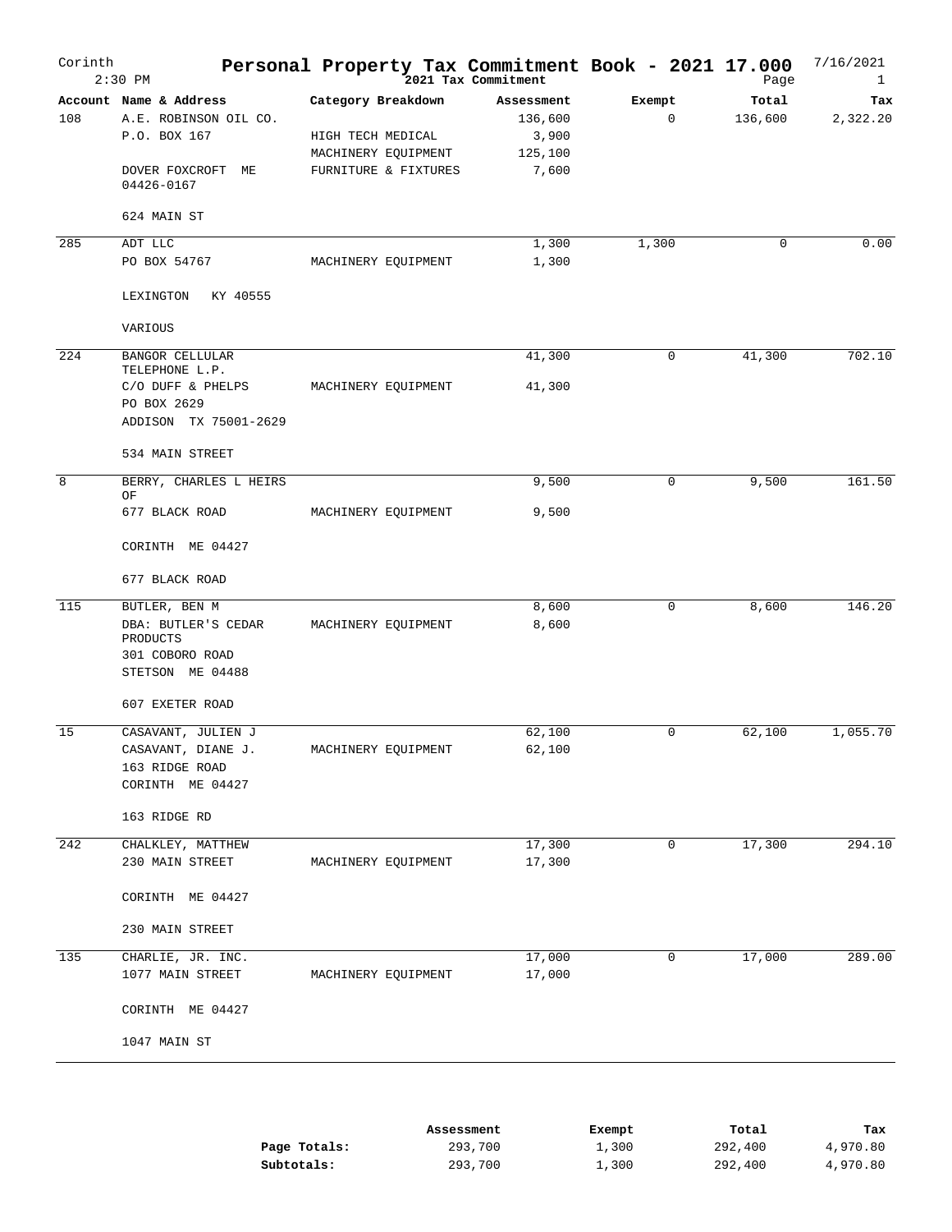# Personal Property Tax Commitment Book - 2021 17.000

Corinth
2:30 PM

2021 Tax Commitment

7/16/2021
Page 1

| Account | Name & Address | Category Breakdown | Assessment | Exempt | Total | Tax |
|---|---|---|---|---|---|---|
| 108 | A.E. ROBINSON OIL CO. | | 136,600 | 0 | 136,600 | 2,322.20 |
| | P.O. BOX 167 | HIGH TECH MEDICAL | 3,900 | | | |
| | | MACHINERY EQUIPMENT | 125,100 | | | |
| | DOVER FOXCROFT ME 04426-0167 | FURNITURE & FIXTURES | 7,600 | | | |
| | 624 MAIN ST | | | | | |
| 285 | ADT LLC | | 1,300 | 1,300 | 0 | 0.00 |
| | PO BOX 54767 | MACHINERY EQUIPMENT | 1,300 | | | |
| | LEXINGTON KY 40555 | | | | | |
| | VARIOUS | | | | | |
| 224 | BANGOR CELLULAR TELEPHONE L.P. | | 41,300 | 0 | 41,300 | 702.10 |
| | C/O DUFF & PHELPS | MACHINERY EQUIPMENT | 41,300 | | | |
| | PO BOX 2629 | | | | | |
| | ADDISON TX 75001-2629 | | | | | |
| | 534 MAIN STREET | | | | | |
| 8 | BERRY, CHARLES L HEIRS OF | | 9,500 | 0 | 9,500 | 161.50 |
| | 677 BLACK ROAD | MACHINERY EQUIPMENT | 9,500 | | | |
| | CORINTH ME 04427 | | | | | |
| | 677 BLACK ROAD | | | | | |
| 115 | BUTLER, BEN M | | 8,600 | 0 | 8,600 | 146.20 |
| | DBA: BUTLER'S CEDAR PRODUCTS | MACHINERY EQUIPMENT | 8,600 | | | |
| | 301 COBORO ROAD | | | | | |
| | STETSON ME 04488 | | | | | |
| | 607 EXETER ROAD | | | | | |
| 15 | CASAVANT, JULIEN J | | 62,100 | 0 | 62,100 | 1,055.70 |
| | CASAVANT, DIANE J. | MACHINERY EQUIPMENT | 62,100 | | | |
| | 163 RIDGE ROAD | | | | | |
| | CORINTH ME 04427 | | | | | |
| | 163 RIDGE RD | | | | | |
| 242 | CHALKLEY, MATTHEW | | 17,300 | 0 | 17,300 | 294.10 |
| | 230 MAIN STREET | MACHINERY EQUIPMENT | 17,300 | | | |
| | CORINTH ME 04427 | | | | | |
| | 230 MAIN STREET | | | | | |
| 135 | CHARLIE, JR. INC. | | 17,000 | 0 | 17,000 | 289.00 |
| | 1077 MAIN STREET | MACHINERY EQUIPMENT | 17,000 | | | |
| | CORINTH ME 04427 | | | | | |
| | 1047 MAIN ST | | | | | |

| | Assessment | Exempt | Total | Tax |
|---|---|---|---|---|
| **Page Totals:** | 293,700 | 1,300 | 292,400 | 4,970.80 |
| **Subtotals:** | 293,700 | 1,300 | 292,400 | 4,970.80 |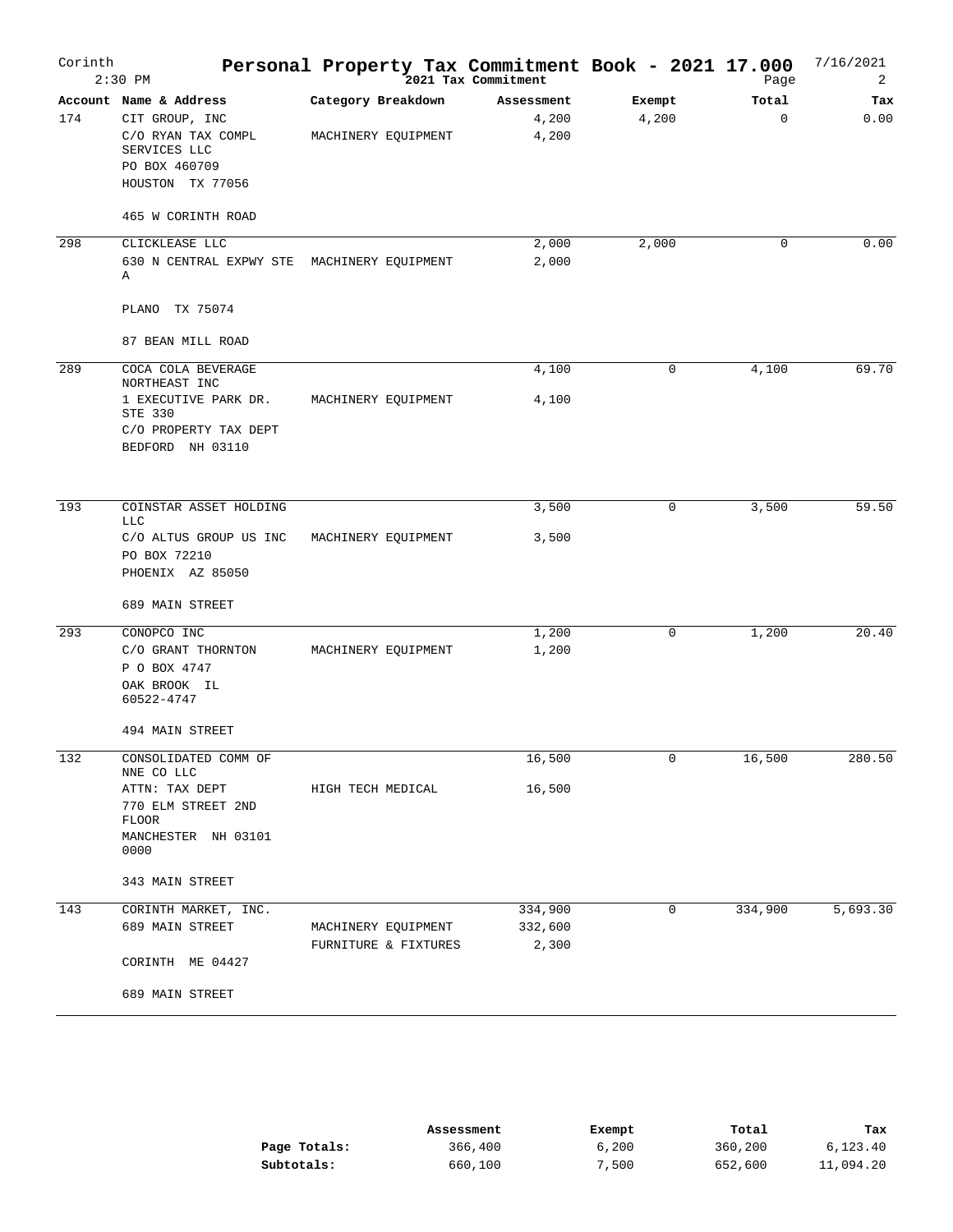# Personal Property Tax Commitment Book - 2021 17.000

Corinth 2:30 PM — 2021 Tax Commitment — 7/16/2021

| Account | Name & Address | Category Breakdown | Assessment | Exempt | Total | Tax |
|---|---|---|---|---|---|---|
| 174 | CIT GROUP, INC | | 4,200 | 4,200 | 0 | 0.00 |
| | C/O RYAN TAX COMPL SERVICES LLC | MACHINERY EQUIPMENT | 4,200 | | | |
| | PO BOX 460709 | | | | | |
| | HOUSTON TX 77056 | | | | | |
| | 465 W CORINTH ROAD | | | | | |
| 298 | CLICKLEASE LLC | | 2,000 | 2,000 | 0 | 0.00 |
| | 630 N CENTRAL EXPWY STE A | MACHINERY EQUIPMENT | 2,000 | | | |
| | PLANO TX 75074 | | | | | |
| | 87 BEAN MILL ROAD | | | | | |
| 289 | COCA COLA BEVERAGE NORTHEAST INC | | 4,100 | 0 | 4,100 | 69.70 |
| | 1 EXECUTIVE PARK DR. STE 330 | MACHINERY EQUIPMENT | 4,100 | | | |
| | C/O PROPERTY TAX DEPT | | | | | |
| | BEDFORD NH 03110 | | | | | |
| 193 | COINSTAR ASSET HOLDING LLC | | 3,500 | 0 | 3,500 | 59.50 |
| | C/O ALTUS GROUP US INC | MACHINERY EQUIPMENT | 3,500 | | | |
| | PO BOX 72210 | | | | | |
| | PHOENIX AZ 85050 | | | | | |
| | 689 MAIN STREET | | | | | |
| 293 | CONOPCO INC | | 1,200 | 0 | 1,200 | 20.40 |
| | C/O GRANT THORNTON | MACHINERY EQUIPMENT | 1,200 | | | |
| | P O BOX 4747 | | | | | |
| | OAK BROOK IL 60522-4747 | | | | | |
| | 494 MAIN STREET | | | | | |
| 132 | CONSOLIDATED COMM OF NNE CO LLC | | 16,500 | 0 | 16,500 | 280.50 |
| | ATTN: TAX DEPT | HIGH TECH MEDICAL | 16,500 | | | |
| | 770 ELM STREET 2ND FLOOR | | | | | |
| | MANCHESTER NH 03101 0000 | | | | | |
| | 343 MAIN STREET | | | | | |
| 143 | CORINTH MARKET, INC. | | 334,900 | 0 | 334,900 | 5,693.30 |
| | 689 MAIN STREET | MACHINERY EQUIPMENT | 332,600 | | | |
| | | FURNITURE & FIXTURES | 2,300 | | | |
| | CORINTH ME 04427 | | | | | |
| | 689 MAIN STREET | | | | | |

| | Assessment | Exempt | Total | Tax |
|---|---|---|---|---|
| **Page Totals:** | 366,400 | 6,200 | 360,200 | 6,123.40 |
| **Subtotals:** | 660,100 | 7,500 | 652,600 | 11,094.20 |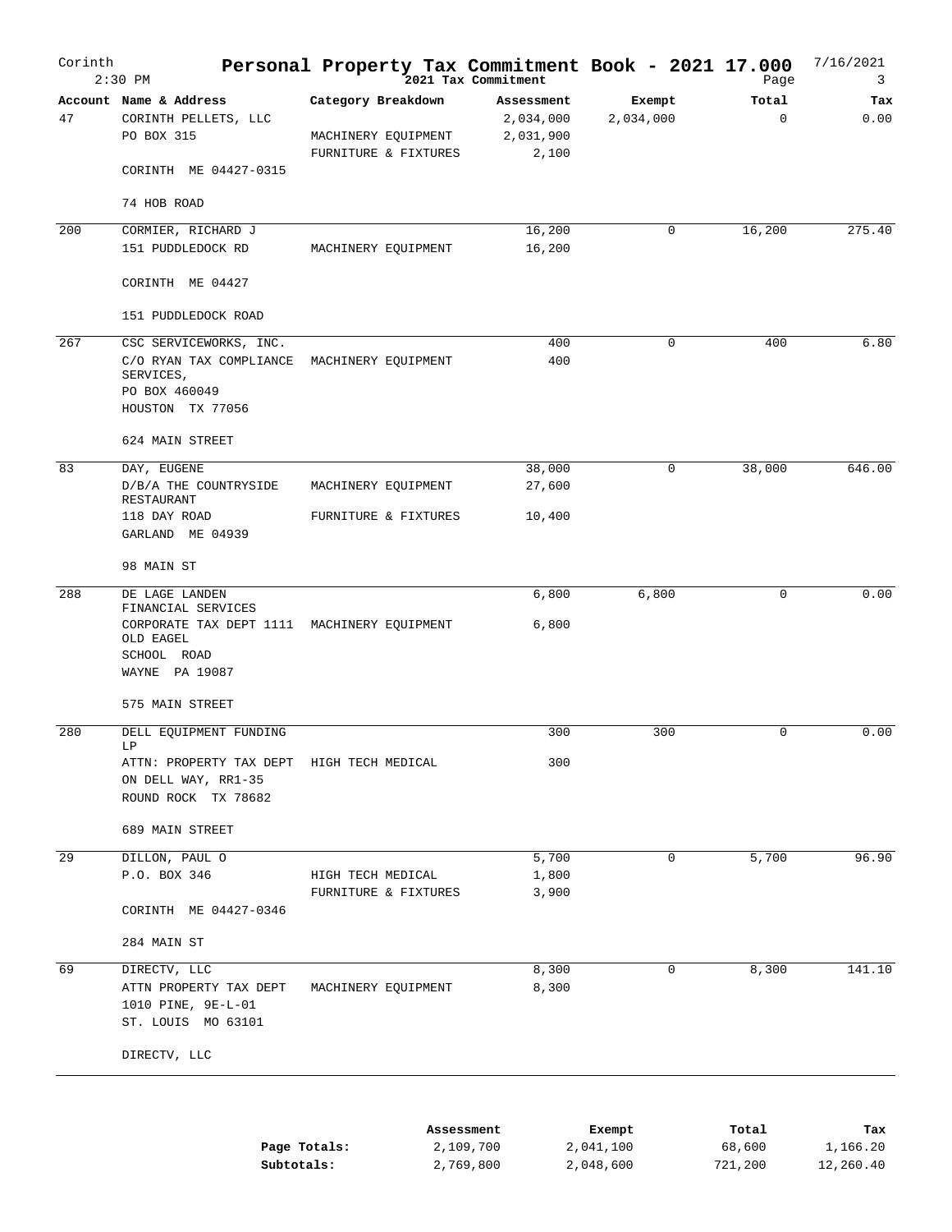# Personal Property Tax Commitment Book - 2021 17.000

Corinth — 2:30 PM — 2021 Tax Commitment — 7/16/2021

| Account | Name & Address | Category Breakdown | Assessment | Exempt | Total | Tax |
|---|---|---|---|---|---|---|
| 47 | CORINTH PELLETS, LLC | | 2,034,000 | 2,034,000 | 0 | 0.00 |
| | PO BOX 315 | MACHINERY EQUIPMENT | 2,031,900 | | | |
| | | FURNITURE & FIXTURES | 2,100 | | | |
| | CORINTH ME 04427-0315 | | | | | |
| | 74 HOB ROAD | | | | | |
| 200 | CORMIER, RICHARD J | | 16,200 | 0 | 16,200 | 275.40 |
| | 151 PUDDLEDOCK RD | MACHINERY EQUIPMENT | 16,200 | | | |
| | CORINTH ME 04427 | | | | | |
| | 151 PUDDLEDOCK ROAD | | | | | |
| 267 | CSC SERVICEWORKS, INC. | | 400 | 0 | 400 | 6.80 |
| | C/O RYAN TAX COMPLIANCE SERVICES, | MACHINERY EQUIPMENT | 400 | | | |
| | PO BOX 460049 | | | | | |
| | HOUSTON TX 77056 | | | | | |
| | 624 MAIN STREET | | | | | |
| 83 | DAY, EUGENE | | 38,000 | 0 | 38,000 | 646.00 |
| | D/B/A THE COUNTRYSIDE RESTAURANT | MACHINERY EQUIPMENT | 27,600 | | | |
| | 118 DAY ROAD | FURNITURE & FIXTURES | 10,400 | | | |
| | GARLAND ME 04939 | | | | | |
| | 98 MAIN ST | | | | | |
| 288 | DE LAGE LANDEN FINANCIAL SERVICES | | 6,800 | 6,800 | 0 | 0.00 |
| | CORPORATE TAX DEPT 1111 OLD EAGEL | MACHINERY EQUIPMENT | 6,800 | | | |
| | SCHOOL ROAD | | | | | |
| | WAYNE PA 19087 | | | | | |
| | 575 MAIN STREET | | | | | |
| 280 | DELL EQUIPMENT FUNDING LP | | 300 | 300 | 0 | 0.00 |
| | ATTN: PROPERTY TAX DEPT | HIGH TECH MEDICAL | 300 | | | |
| | ON DELL WAY, RR1-35 | | | | | |
| | ROUND ROCK TX 78682 | | | | | |
| | 689 MAIN STREET | | | | | |
| 29 | DILLON, PAUL O | | 5,700 | 0 | 5,700 | 96.90 |
| | P.O. BOX 346 | HIGH TECH MEDICAL | 1,800 | | | |
| | | FURNITURE & FIXTURES | 3,900 | | | |
| | CORINTH ME 04427-0346 | | | | | |
| | 284 MAIN ST | | | | | |
| 69 | DIRECTV, LLC | | 8,300 | 0 | 8,300 | 141.10 |
| | ATTN PROPERTY TAX DEPT | MACHINERY EQUIPMENT | 8,300 | | | |
| | 1010 PINE, 9E-L-01 | | | | | |
| | ST. LOUIS MO 63101 | | | | | |
| | DIRECTV, LLC | | | | | |

| | Assessment | Exempt | Total | Tax |
|---|---|---|---|---|
| **Page Totals:** | 2,109,700 | 2,041,100 | 68,600 | 1,166.20 |
| **Subtotals:** | 2,769,800 | 2,048,600 | 721,200 | 12,260.40 |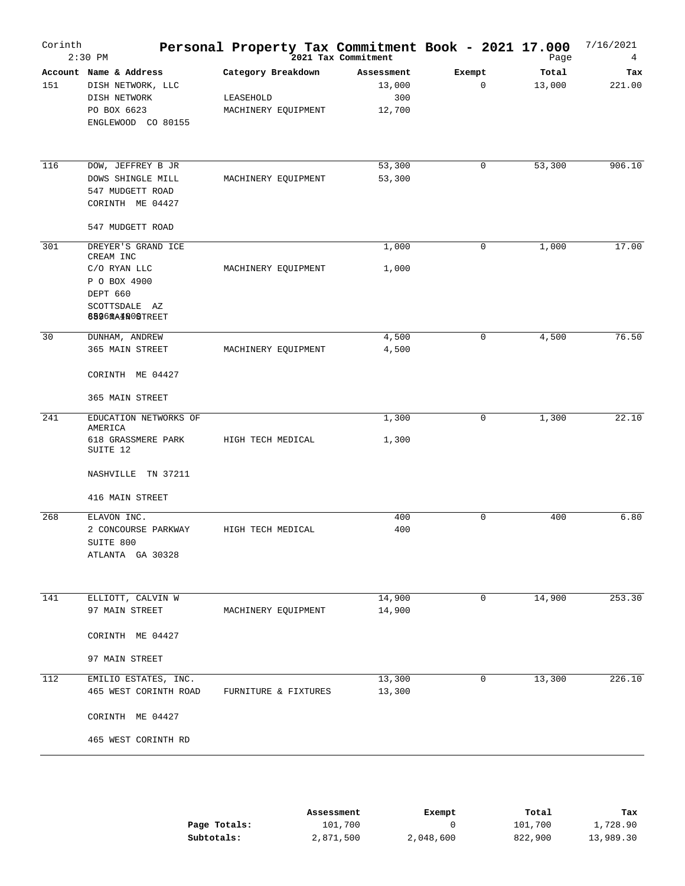# Personal Property Tax Commitment Book - 2021 17.000

**2021 Tax Commitment**

Corinth 2:30 PM — 7/16/2021

| Account | Name & Address | Category Breakdown | Assessment | Exempt | Total | Tax |
|---|---|---|---|---|---|---|
| 151 | DISH NETWORK, LLC | | 13,000 | 0 | 13,000 | 221.00 |
| | DISH NETWORK | LEASEHOLD | 300 | | | |
| | PO BOX 6623 | MACHINERY EQUIPMENT | 12,700 | | | |
| | ENGLEWOOD CO 80155 | | | | | |
| 116 | DOW, JEFFREY B JR | | 53,300 | 0 | 53,300 | 906.10 |
| | DOWS SHINGLE MILL | MACHINERY EQUIPMENT | 53,300 | | | |
| | 547 MUDGETT ROAD | | | | | |
| | CORINTH ME 04427 | | | | | |
| | 547 MUDGETT ROAD | | | | | |
| 301 | DREYER'S GRAND ICE CREAM INC | | 1,000 | 0 | 1,000 | 17.00 |
| | C/O RYAN LLC | MACHINERY EQUIPMENT | 1,000 | | | |
| | P O BOX 4900 | | | | | |
| | DEPT 660 | | | | | |
| | SCOTTSDALE AZ 85261-4900 | | | | | |
| | 652 MAIN STREET | | | | | |
| 30 | DUNHAM, ANDREW | | 4,500 | 0 | 4,500 | 76.50 |
| | 365 MAIN STREET | MACHINERY EQUIPMENT | 4,500 | | | |
| | CORINTH ME 04427 | | | | | |
| | 365 MAIN STREET | | | | | |
| 241 | EDUCATION NETWORKS OF AMERICA | | 1,300 | 0 | 1,300 | 22.10 |
| | 618 GRASSMERE PARK SUITE 12 | HIGH TECH MEDICAL | 1,300 | | | |
| | NASHVILLE TN 37211 | | | | | |
| | 416 MAIN STREET | | | | | |
| 268 | ELAVON INC. | | 400 | 0 | 400 | 6.80 |
| | 2 CONCOURSE PARKWAY | HIGH TECH MEDICAL | 400 | | | |
| | SUITE 800 | | | | | |
| | ATLANTA GA 30328 | | | | | |
| 141 | ELLIOTT, CALVIN W | | 14,900 | 0 | 14,900 | 253.30 |
| | 97 MAIN STREET | MACHINERY EQUIPMENT | 14,900 | | | |
| | CORINTH ME 04427 | | | | | |
| | 97 MAIN STREET | | | | | |
| 112 | EMILIO ESTATES, INC. | | 13,300 | 0 | 13,300 | 226.10 |
| | 465 WEST CORINTH ROAD | FURNITURE & FIXTURES | 13,300 | | | |
| | CORINTH ME 04427 | | | | | |
| | 465 WEST CORINTH RD | | | | | |

| | Assessment | Exempt | Total | Tax |
|---|---|---|---|---|
| **Page Totals:** | 101,700 | 0 | 101,700 | 1,728.90 |
| **Subtotals:** | 2,871,500 | 2,048,600 | 822,900 | 13,989.30 |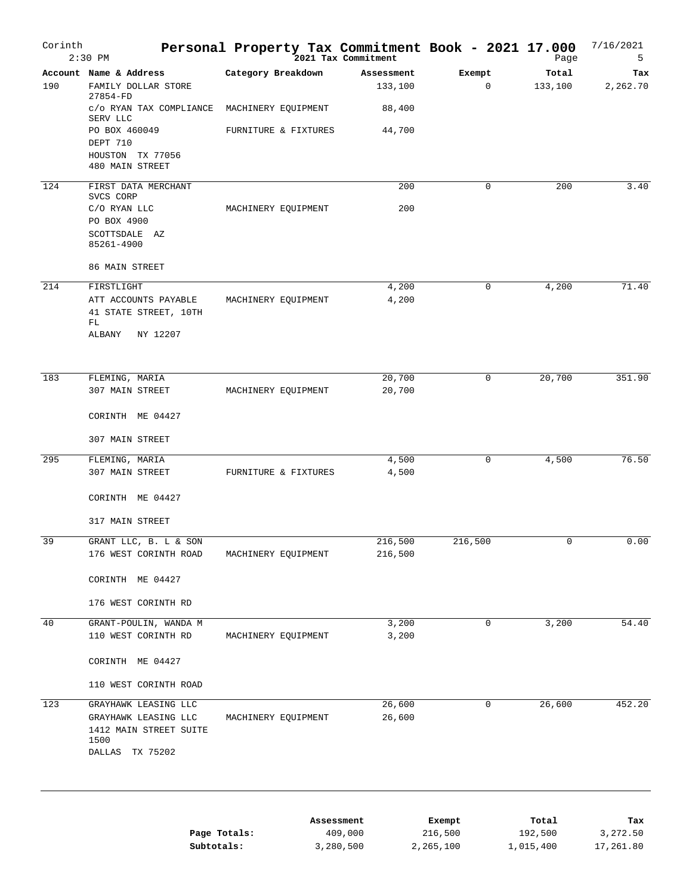# Corinth — Personal Property Tax Commitment Book - 2021 17.000

2:30 PM — 2021 Tax Commitment — 7/16/2021

| Account | Name & Address | Category Breakdown | Assessment | Exempt | Total | Tax |
|---|---|---|---|---|---|---|
| 190 | FAMILY DOLLAR STORE 27854-FD | | 133,100 | 0 | 133,100 | 2,262.70 |
| | c/o RYAN TAX COMPLIANCE SERV LLC | MACHINERY EQUIPMENT | 88,400 | | | |
| | PO BOX 460049 | FURNITURE & FIXTURES | 44,700 | | | |
| | DEPT 710 | | | | | |
| | HOUSTON TX 77056 | | | | | |
| | 480 MAIN STREET | | | | | |
| 124 | FIRST DATA MERCHANT SVCS CORP | | 200 | 0 | 200 | 3.40 |
| | C/O RYAN LLC | MACHINERY EQUIPMENT | 200 | | | |
| | PO BOX 4900 | | | | | |
| | SCOTTSDALE AZ 85261-4900 | | | | | |
| | 86 MAIN STREET | | | | | |
| 214 | FIRSTLIGHT | | 4,200 | 0 | 4,200 | 71.40 |
| | ATT ACCOUNTS PAYABLE | MACHINERY EQUIPMENT | 4,200 | | | |
| | 41 STATE STREET, 10TH FL | | | | | |
| | ALBANY NY 12207 | | | | | |
| 183 | FLEMING, MARIA | | 20,700 | 0 | 20,700 | 351.90 |
| | 307 MAIN STREET | MACHINERY EQUIPMENT | 20,700 | | | |
| | CORINTH ME 04427 | | | | | |
| | 307 MAIN STREET | | | | | |
| 295 | FLEMING, MARIA | | 4,500 | 0 | 4,500 | 76.50 |
| | 307 MAIN STREET | FURNITURE & FIXTURES | 4,500 | | | |
| | CORINTH ME 04427 | | | | | |
| | 317 MAIN STREET | | | | | |
| 39 | GRANT LLC, B. L & SON | | 216,500 | 216,500 | 0 | 0.00 |
| | 176 WEST CORINTH ROAD | MACHINERY EQUIPMENT | 216,500 | | | |
| | CORINTH ME 04427 | | | | | |
| | 176 WEST CORINTH RD | | | | | |
| 40 | GRANT-POULIN, WANDA M | | 3,200 | 0 | 3,200 | 54.40 |
| | 110 WEST CORINTH RD | MACHINERY EQUIPMENT | 3,200 | | | |
| | CORINTH ME 04427 | | | | | |
| | 110 WEST CORINTH ROAD | | | | | |
| 123 | GRAYHAWK LEASING LLC | | 26,600 | 0 | 26,600 | 452.20 |
| | GRAYHAWK LEASING LLC | MACHINERY EQUIPMENT | 26,600 | | | |
| | 1412 MAIN STREET SUITE 1500 | | | | | |
| | DALLAS TX 75202 | | | | | |

| | Assessment | Exempt | Total | Tax |
|---|---|---|---|---|
| **Page Totals:** | 409,000 | 216,500 | 192,500 | 3,272.50 |
| **Subtotals:** | 3,280,500 | 2,265,100 | 1,015,400 | 17,261.80 |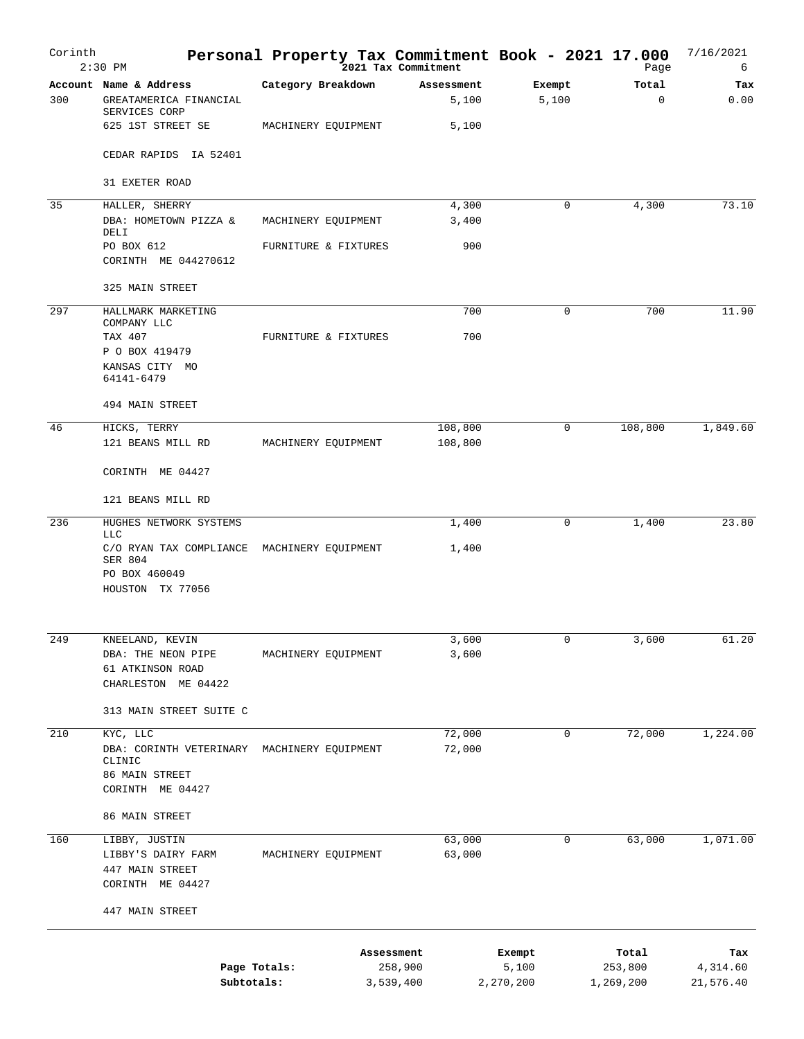# Personal Property Tax Commitment Book - 2021 17.000

Corinth — 2:30 PM — 2021 Tax Commitment — 7/16/2021

| Account | Name & Address | Category Breakdown | Assessment | Exempt | Total | Tax |
|---|---|---|---|---|---|---|
| 300 | GREATAMERICA FINANCIAL SERVICES CORP | | 5,100 | 5,100 | 0 | 0.00 |
| | 625 1ST STREET SE | MACHINERY EQUIPMENT | 5,100 | | | |
| | CEDAR RAPIDS IA 52401 | | | | | |
| | 31 EXETER ROAD | | | | | |
| 35 | HALLER, SHERRY | | 4,300 | 0 | 4,300 | 73.10 |
| | DBA: HOMETOWN PIZZA & DELI | MACHINERY EQUIPMENT | 3,400 | | | |
| | PO BOX 612 | FURNITURE & FIXTURES | 900 | | | |
| | CORINTH ME 044270612 | | | | | |
| | 325 MAIN STREET | | | | | |
| 297 | HALLMARK MARKETING COMPANY LLC | | 700 | 0 | 700 | 11.90 |
| | TAX 407 | FURNITURE & FIXTURES | 700 | | | |
| | P O BOX 419479 | | | | | |
| | KANSAS CITY MO 64141-6479 | | | | | |
| | 494 MAIN STREET | | | | | |
| 46 | HICKS, TERRY | | 108,800 | 0 | 108,800 | 1,849.60 |
| | 121 BEANS MILL RD | MACHINERY EQUIPMENT | 108,800 | | | |
| | CORINTH ME 04427 | | | | | |
| | 121 BEANS MILL RD | | | | | |
| 236 | HUGHES NETWORK SYSTEMS LLC | | 1,400 | 0 | 1,400 | 23.80 |
| | C/O RYAN TAX COMPLIANCE SER 804 | MACHINERY EQUIPMENT | 1,400 | | | |
| | PO BOX 460049 | | | | | |
| | HOUSTON TX 77056 | | | | | |
| 249 | KNEELAND, KEVIN | | 3,600 | 0 | 3,600 | 61.20 |
| | DBA: THE NEON PIPE | MACHINERY EQUIPMENT | 3,600 | | | |
| | 61 ATKINSON ROAD | | | | | |
| | CHARLESTON ME 04422 | | | | | |
| | 313 MAIN STREET SUITE C | | | | | |
| 210 | KYC, LLC | | 72,000 | 0 | 72,000 | 1,224.00 |
| | DBA: CORINTH VETERINARY CLINIC | MACHINERY EQUIPMENT | 72,000 | | | |
| | 86 MAIN STREET | | | | | |
| | CORINTH ME 04427 | | | | | |
| | 86 MAIN STREET | | | | | |
| 160 | LIBBY, JUSTIN | | 63,000 | 0 | 63,000 | 1,071.00 |
| | LIBBY'S DAIRY FARM | MACHINERY EQUIPMENT | 63,000 | | | |
| | 447 MAIN STREET | | | | | |
| | CORINTH ME 04427 | | | | | |
| | 447 MAIN STREET | | | | | |

| | Assessment | Exempt | Total | Tax |
|---|---|---|---|---|
| Page Totals: | 258,900 | 5,100 | 253,800 | 4,314.60 |
| Subtotals: | 3,539,400 | 2,270,200 | 1,269,200 | 21,576.40 |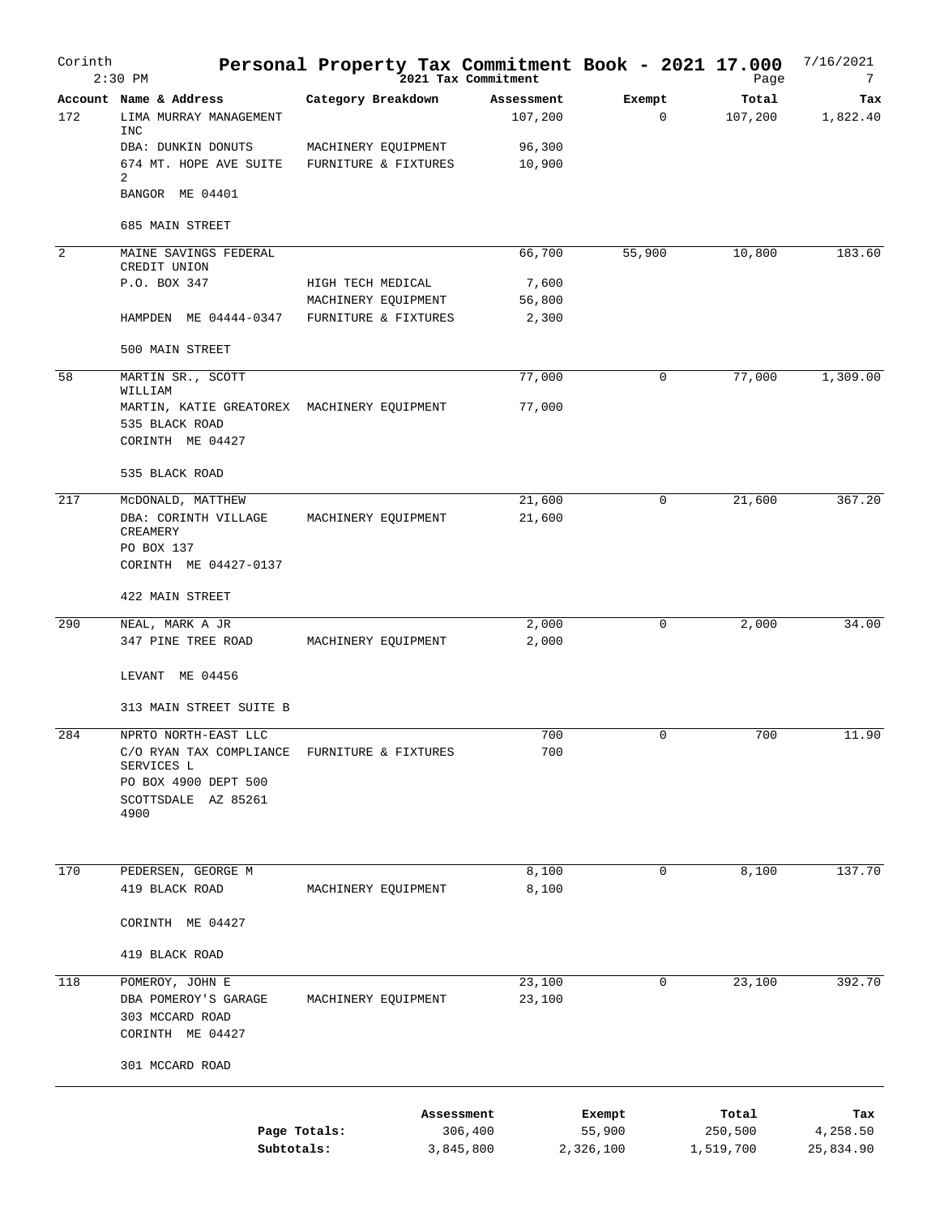# Personal Property Tax Commitment Book - 2021 17.000

Corinth 2:30 PM — 2021 Tax Commitment — 7/16/2021

| Account | Name & Address | Category Breakdown | Assessment | Exempt | Total | Tax |
|---|---|---|---|---|---|---|
| 172 | LIMA MURRAY MANAGEMENT INC | | 107,200 | 0 | 107,200 | 1,822.40 |
| | DBA: DUNKIN DONUTS | MACHINERY EQUIPMENT | 96,300 | | | |
| | 674 MT. HOPE AVE SUITE 2 | FURNITURE & FIXTURES | 10,900 | | | |
| | BANGOR ME 04401 | | | | | |
| | 685 MAIN STREET | | | | | |
| 2 | MAINE SAVINGS FEDERAL CREDIT UNION | | 66,700 | 55,900 | 10,800 | 183.60 |
| | P.O. BOX 347 | HIGH TECH MEDICAL | 7,600 | | | |
| | | MACHINERY EQUIPMENT | 56,800 | | | |
| | HAMPDEN ME 04444-0347 | FURNITURE & FIXTURES | 2,300 | | | |
| | 500 MAIN STREET | | | | | |
| 58 | MARTIN SR., SCOTT WILLIAM | | 77,000 | 0 | 77,000 | 1,309.00 |
| | MARTIN, KATIE GREATOREX | MACHINERY EQUIPMENT | 77,000 | | | |
| | 535 BLACK ROAD | | | | | |
| | CORINTH ME 04427 | | | | | |
| | 535 BLACK ROAD | | | | | |
| 217 | McDONALD, MATTHEW | | 21,600 | 0 | 21,600 | 367.20 |
| | DBA: CORINTH VILLAGE CREAMERY | MACHINERY EQUIPMENT | 21,600 | | | |
| | PO BOX 137 | | | | | |
| | CORINTH ME 04427-0137 | | | | | |
| | 422 MAIN STREET | | | | | |
| 290 | NEAL, MARK A JR | | 2,000 | 0 | 2,000 | 34.00 |
| | 347 PINE TREE ROAD | MACHINERY EQUIPMENT | 2,000 | | | |
| | LEVANT ME 04456 | | | | | |
| | 313 MAIN STREET SUITE B | | | | | |
| 284 | NPRTO NORTH-EAST LLC | | 700 | 0 | 700 | 11.90 |
| | C/O RYAN TAX COMPLIANCE SERVICES L | FURNITURE & FIXTURES | 700 | | | |
| | PO BOX 4900 DEPT 500 | | | | | |
| | SCOTTSDALE AZ 85261 4900 | | | | | |
| 170 | PEDERSEN, GEORGE M | | 8,100 | 0 | 8,100 | 137.70 |
| | 419 BLACK ROAD | MACHINERY EQUIPMENT | 8,100 | | | |
| | CORINTH ME 04427 | | | | | |
| | 419 BLACK ROAD | | | | | |
| 118 | POMEROY, JOHN E | | 23,100 | 0 | 23,100 | 392.70 |
| | DBA POMEROY'S GARAGE | MACHINERY EQUIPMENT | 23,100 | | | |
| | 303 MCCARD ROAD | | | | | |
| | CORINTH ME 04427 | | | | | |
| | 301 MCCARD ROAD | | | | | |

| | Assessment | Exempt | Total | Tax |
|---|---|---|---|---|
| Page Totals: | 306,400 | 55,900 | 250,500 | 4,258.50 |
| Subtotals: | 3,845,800 | 2,326,100 | 1,519,700 | 25,834.90 |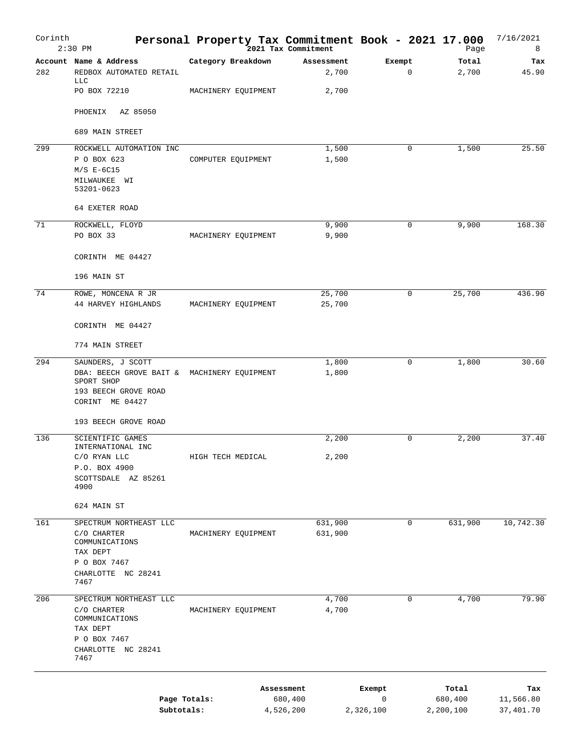# Personal Property Tax Commitment Book - 2021 17.000

Corinth
2:30 PM

2021 Tax Commitment

7/16/2021

| Account | Name & Address | Category Breakdown | Assessment | Exempt | Total | Tax |
|---|---|---|---|---|---|---|
| 282 | REDBOX AUTOMATED RETAIL LLC | | 2,700 | 0 | 2,700 | 45.90 |
| | PO BOX 72210 | MACHINERY EQUIPMENT | 2,700 | | | |
| | PHOENIX AZ 85050 | | | | | |
| | 689 MAIN STREET | | | | | |
| 299 | ROCKWELL AUTOMATION INC | | 1,500 | 0 | 1,500 | 25.50 |
| | P O BOX 623 | COMPUTER EQUIPMENT | 1,500 | | | |
| | M/S E-6C15 | | | | | |
| | MILWAUKEE WI 53201-0623 | | | | | |
| | 64 EXETER ROAD | | | | | |
| 71 | ROCKWELL, FLOYD | | 9,900 | 0 | 9,900 | 168.30 |
| | PO BOX 33 | MACHINERY EQUIPMENT | 9,900 | | | |
| | CORINTH ME 04427 | | | | | |
| | 196 MAIN ST | | | | | |
| 74 | ROWE, MONCENA R JR | | 25,700 | 0 | 25,700 | 436.90 |
| | 44 HARVEY HIGHLANDS | MACHINERY EQUIPMENT | 25,700 | | | |
| | CORINTH ME 04427 | | | | | |
| | 774 MAIN STREET | | | | | |
| 294 | SAUNDERS, J SCOTT | | 1,800 | 0 | 1,800 | 30.60 |
| | DBA: BEECH GROVE BAIT & SPORT SHOP | MACHINERY EQUIPMENT | 1,800 | | | |
| | 193 BEECH GROVE ROAD | | | | | |
| | CORINT ME 04427 | | | | | |
| | 193 BEECH GROVE ROAD | | | | | |
| 136 | SCIENTIFIC GAMES INTERNATIONAL INC | | 2,200 | 0 | 2,200 | 37.40 |
| | C/O RYAN LLC | HIGH TECH MEDICAL | 2,200 | | | |
| | P.O. BOX 4900 | | | | | |
| | SCOTTSDALE AZ 85261 4900 | | | | | |
| | 624 MAIN ST | | | | | |
| 161 | SPECTRUM NORTHEAST LLC | | 631,900 | 0 | 631,900 | 10,742.30 |
| | C/O CHARTER COMMUNICATIONS | MACHINERY EQUIPMENT | 631,900 | | | |
| | TAX DEPT | | | | | |
| | P O BOX 7467 | | | | | |
| | CHARLOTTE NC 28241 7467 | | | | | |
| 206 | SPECTRUM NORTHEAST LLC | | 4,700 | 0 | 4,700 | 79.90 |
| | C/O CHARTER COMMUNICATIONS | MACHINERY EQUIPMENT | 4,700 | | | |
| | TAX DEPT | | | | | |
| | P O BOX 7467 | | | | | |
| | CHARLOTTE NC 28241 7467 | | | | | |

| | Assessment | Exempt | Total | Tax |
|---|---|---|---|---|
| Page Totals: | 680,400 | 0 | 680,400 | 11,566.80 |
| Subtotals: | 4,526,200 | 2,326,100 | 2,200,100 | 37,401.70 |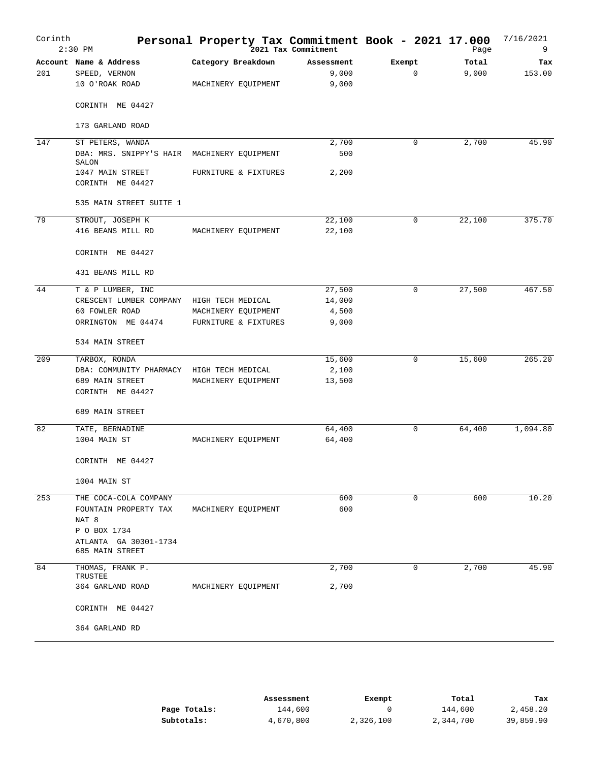# Personal Property Tax Commitment Book - 2021 17.000

Corinth — 2:30 PM — 2021 Tax Commitment — 7/16/2021

| Account | Name & Address | Category Breakdown | Assessment | Exempt | Total | Tax |
|---|---|---|---|---|---|---|
| 201 | SPEED, VERNON | | 9,000 | 0 | 9,000 | 153.00 |
| | 10 O'ROAK ROAD | MACHINERY EQUIPMENT | 9,000 | | | |
| | CORINTH ME 04427 | | | | | |
| | 173 GARLAND ROAD | | | | | |
| 147 | ST PETERS, WANDA | | 2,700 | 0 | 2,700 | 45.90 |
| | DBA: MRS. SNIPPY'S HAIR SALON | MACHINERY EQUIPMENT | 500 | | | |
| | 1047 MAIN STREET | FURNITURE & FIXTURES | 2,200 | | | |
| | CORINTH ME 04427 | | | | | |
| | 535 MAIN STREET SUITE 1 | | | | | |
| 79 | STROUT, JOSEPH K | | 22,100 | 0 | 22,100 | 375.70 |
| | 416 BEANS MILL RD | MACHINERY EQUIPMENT | 22,100 | | | |
| | CORINTH ME 04427 | | | | | |
| | 431 BEANS MILL RD | | | | | |
| 44 | T & P LUMBER, INC | | 27,500 | 0 | 27,500 | 467.50 |
| | CRESCENT LUMBER COMPANY | HIGH TECH MEDICAL | 14,000 | | | |
| | 60 FOWLER ROAD | MACHINERY EQUIPMENT | 4,500 | | | |
| | ORRINGTON ME 04474 | FURNITURE & FIXTURES | 9,000 | | | |
| | 534 MAIN STREET | | | | | |
| 209 | TARBOX, RONDA | | 15,600 | 0 | 15,600 | 265.20 |
| | DBA: COMMUNITY PHARMACY | HIGH TECH MEDICAL | 2,100 | | | |
| | 689 MAIN STREET | MACHINERY EQUIPMENT | 13,500 | | | |
| | CORINTH ME 04427 | | | | | |
| | 689 MAIN STREET | | | | | |
| 82 | TATE, BERNADINE | | 64,400 | 0 | 64,400 | 1,094.80 |
| | 1004 MAIN ST | MACHINERY EQUIPMENT | 64,400 | | | |
| | CORINTH ME 04427 | | | | | |
| | 1004 MAIN ST | | | | | |
| 253 | THE COCA-COLA COMPANY | | 600 | 0 | 600 | 10.20 |
| | FOUNTAIN PROPERTY TAX | MACHINERY EQUIPMENT | 600 | | | |
| | NAT 8 | | | | | |
| | P O BOX 1734 | | | | | |
| | ATLANTA GA 30301-1734 | | | | | |
| | 685 MAIN STREET | | | | | |
| 84 | THOMAS, FRANK P. TRUSTEE | | 2,700 | 0 | 2,700 | 45.90 |
| | 364 GARLAND ROAD | MACHINERY EQUIPMENT | 2,700 | | | |
| | CORINTH ME 04427 | | | | | |
| | 364 GARLAND RD | | | | | |

| | Assessment | Exempt | Total | Tax |
|---|---|---|---|---|
| **Page Totals:** | 144,600 | 0 | 144,600 | 2,458.20 |
| **Subtotals:** | 4,670,800 | 2,326,100 | 2,344,700 | 39,859.90 |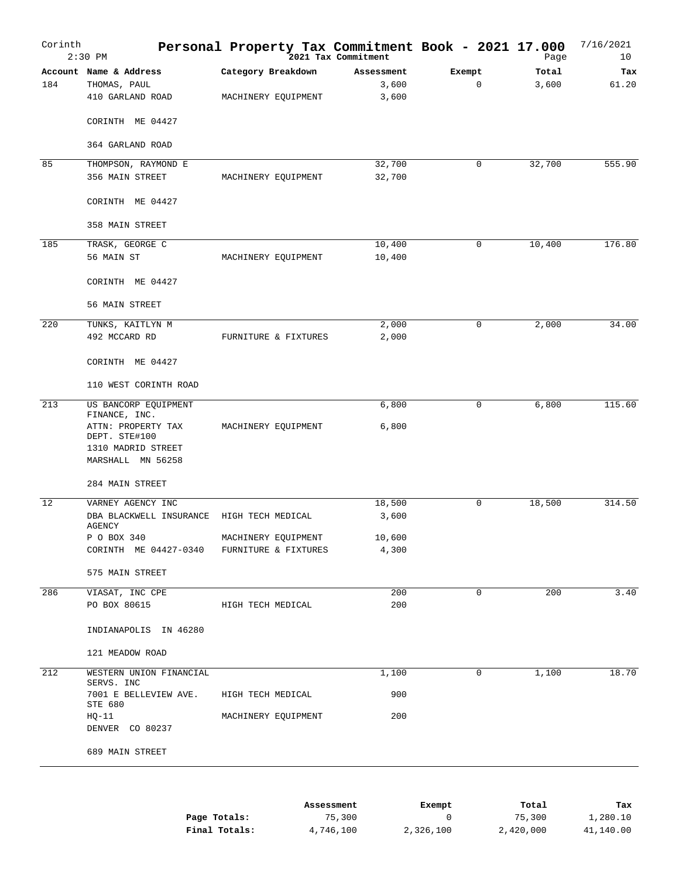# Personal Property Tax Commitment Book - 2021 17.000

Corinth, 2:30 PM — 2021 Tax Commitment — 7/16/2021

| Account | Name & Address | Category Breakdown | Assessment | Exempt | Total | Tax |
|---|---|---|---|---|---|---|
| 184 | THOMAS, PAUL | | 3,600 | 0 | 3,600 | 61.20 |
| | 410 GARLAND ROAD | MACHINERY EQUIPMENT | 3,600 | | | |
| | CORINTH ME 04427 | | | | | |
| | 364 GARLAND ROAD | | | | | |
| 85 | THOMPSON, RAYMOND E | | 32,700 | 0 | 32,700 | 555.90 |
| | 356 MAIN STREET | MACHINERY EQUIPMENT | 32,700 | | | |
| | CORINTH ME 04427 | | | | | |
| | 358 MAIN STREET | | | | | |
| 185 | TRASK, GEORGE C | | 10,400 | 0 | 10,400 | 176.80 |
| | 56 MAIN ST | MACHINERY EQUIPMENT | 10,400 | | | |
| | CORINTH ME 04427 | | | | | |
| | 56 MAIN STREET | | | | | |
| 220 | TUNKS, KAITLYN M | | 2,000 | 0 | 2,000 | 34.00 |
| | 492 MCCARD RD | FURNITURE & FIXTURES | 2,000 | | | |
| | CORINTH ME 04427 | | | | | |
| | 110 WEST CORINTH ROAD | | | | | |
| 213 | US BANCORP EQUIPMENT FINANCE, INC. | | 6,800 | 0 | 6,800 | 115.60 |
| | ATTN: PROPERTY TAX DEPT. STE#100 | MACHINERY EQUIPMENT | 6,800 | | | |
| | 1310 MADRID STREET | | | | | |
| | MARSHALL MN 56258 | | | | | |
| | 284 MAIN STREET | | | | | |
| 12 | VARNEY AGENCY INC | | 18,500 | 0 | 18,500 | 314.50 |
| | DBA BLACKWELL INSURANCE AGENCY | HIGH TECH MEDICAL | 3,600 | | | |
| | P O BOX 340 | MACHINERY EQUIPMENT | 10,600 | | | |
| | CORINTH ME 04427-0340 | FURNITURE & FIXTURES | 4,300 | | | |
| | 575 MAIN STREET | | | | | |
| 286 | VIASAT, INC CPE | | 200 | 0 | 200 | 3.40 |
| | PO BOX 80615 | HIGH TECH MEDICAL | 200 | | | |
| | INDIANAPOLIS IN 46280 | | | | | |
| | 121 MEADOW ROAD | | | | | |
| 212 | WESTERN UNION FINANCIAL SERVS. INC | | 1,100 | 0 | 1,100 | 18.70 |
| | 7001 E BELLEVIEW AVE. STE 680 | HIGH TECH MEDICAL | 900 | | | |
| | HQ-11 | MACHINERY EQUIPMENT | 200 | | | |
| | DENVER CO 80237 | | | | | |
| | 689 MAIN STREET | | | | | |

| | Assessment | Exempt | Total | Tax |
|---|---|---|---|---|
| **Page Totals:** | 75,300 | 0 | 75,300 | 1,280.10 |
| **Final Totals:** | 4,746,100 | 2,326,100 | 2,420,000 | 41,140.00 |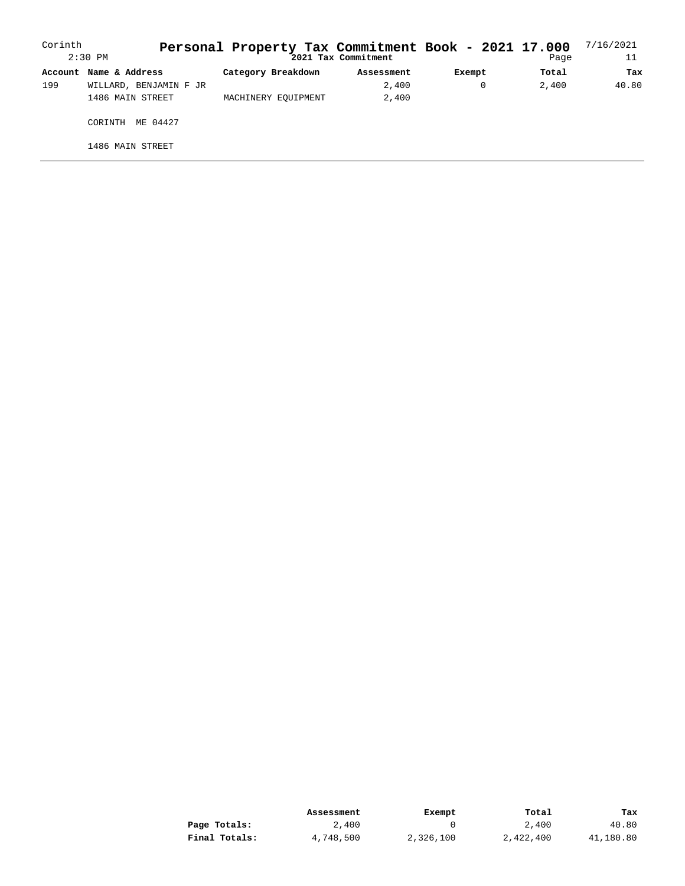# Personal Property Tax Commitment Book - 2021 17.000

**2021 Tax Commitment**

| Account | Name & Address | Category Breakdown | Assessment | Exempt | Total | Tax |
|---|---|---|---|---|---|---|
| 199 | WILLARD, BENJAMIN F JR | | 2,400 | 0 | 2,400 | 40.80 |
| | 1486 MAIN STREET | MACHINERY EQUIPMENT | 2,400 | | | |
| | CORINTH ME 04427 | | | | | |
| | 1486 MAIN STREET | | | | | |

| | Assessment | Exempt | Total | Tax |
|---|---|---|---|---|
| **Page Totals:** | 2,400 | 0 | 2,400 | 40.80 |
| **Final Totals:** | 4,748,500 | 2,326,100 | 2,422,400 | 41,180.80 |